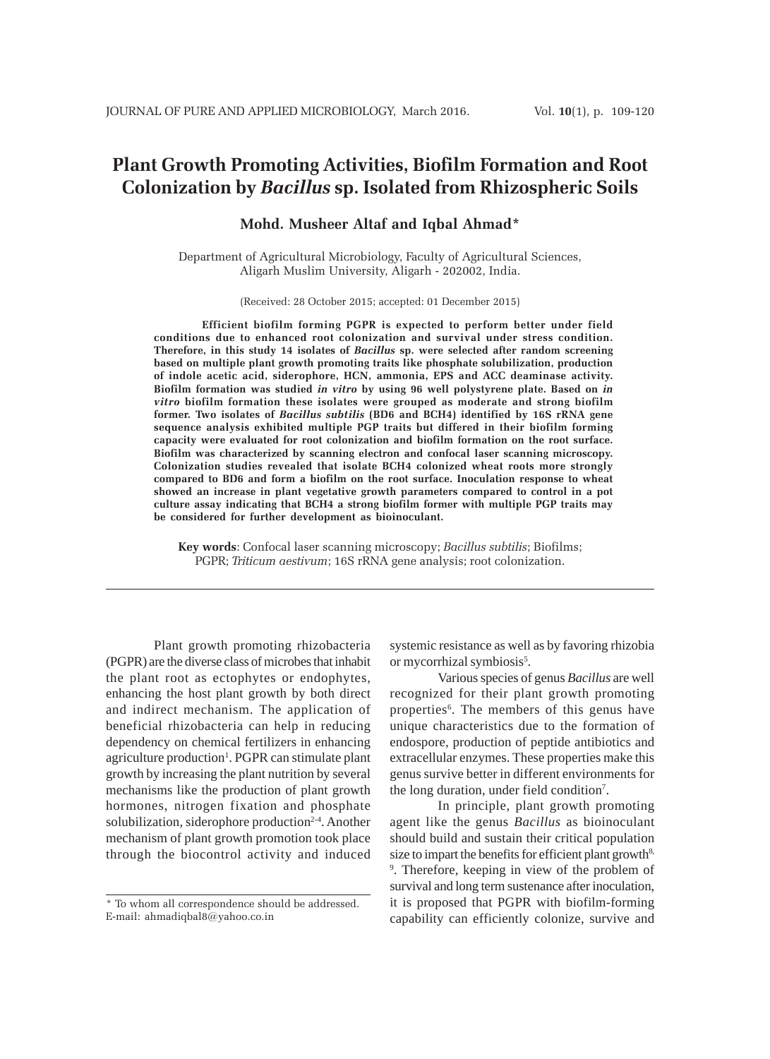# Plant Growth Promoting Activities, Biofilm Formation and Root Colonization by *Bacillus* sp. Isolated from Rhizospheric Soils

**Mohd. Musheer Altaf and Iqbal Ahmad***

Department of Agricultural Microbiology, Faculty of Agricultural Sciences, Aligarh Muslim University, Aligarh - 202002, India.

(Received: 28 October 2015; accepted: 01 December 2015)

**Efficient biofilm forming PGPR is expected to perform better under field conditions due to enhanced root colonization and survival under stress condition. Therefore, in this study 14 isolates of *Bacillus* sp. were selected after random screening based on multiple plant growth promoting traits like phosphate solubilization, production of indole acetic acid, siderophore, HCN, ammonia, EPS and ACC deaminase activity. Biofilm formation was studied *in vitro* by using 96 well polystyrene plate. Based on *in vitro* biofilm formation these isolates were grouped as moderate and strong biofilm former. Two isolates of *Bacillus subtilis* (BD6 and BCH4) identified by 16S rRNA gene sequence analysis exhibited multiple PGP traits but differed in their biofilm forming capacity were evaluated for root colonization and biofilm formation on the root surface. Biofilm was characterized by scanning electron and confocal laser scanning microscopy. Colonization studies revealed that isolate BCH4 colonized wheat roots more strongly compared to BD6 and form a biofilm on the root surface. Inoculation response to wheat showed an increase in plant vegetative growth parameters compared to control in a pot culture assay indicating that BCH4 a strong biofilm former with multiple PGP traits may be considered for further development as bioinoculant.**

**Key words**: Confocal laser scanning microscopy; *Bacillus subtilis*; Biofilms; PGPR; *Triticum aestivum*; 16S rRNA gene analysis; root colonization.

---

Plant growth promoting rhizobacteria (PGPR) are the diverse class of microbes that inhabit the plant root as ectophytes or endophytes, enhancing the host plant growth by both direct and indirect mechanism. The application of beneficial rhizobacteria can help in reducing dependency on chemical fertilizers in enhancing agriculture production[1]. PGPR can stimulate plant growth by increasing the plant nutrition by several mechanisms like the production of plant growth hormones, nitrogen fixation and phosphate solubilization, siderophore production[2-4]. Another mechanism of plant growth promotion took place through the biocontrol activity and induced systemic resistance as well as by favoring rhizobia or mycorrhizal symbiosis[5].

Various species of genus *Bacillus* are well recognized for their plant growth promoting properties[6]. The members of this genus have unique characteristics due to the formation of endospore, production of peptide antibiotics and extracellular enzymes. These properties make this genus survive better in different environments for the long duration, under field condition[7].

In principle, plant growth promoting agent like the genus *Bacillus* as bioinoculant should build and sustain their critical population size to impart the benefits for efficient plant growth[8, 9]. Therefore, keeping in view of the problem of survival and long term sustenance after inoculation, it is proposed that PGPR with biofilm-forming capability can efficiently colonize, survive and

---

* To whom all correspondence should be addressed. E-mail: ahmadiqbal8@yahoo.co.in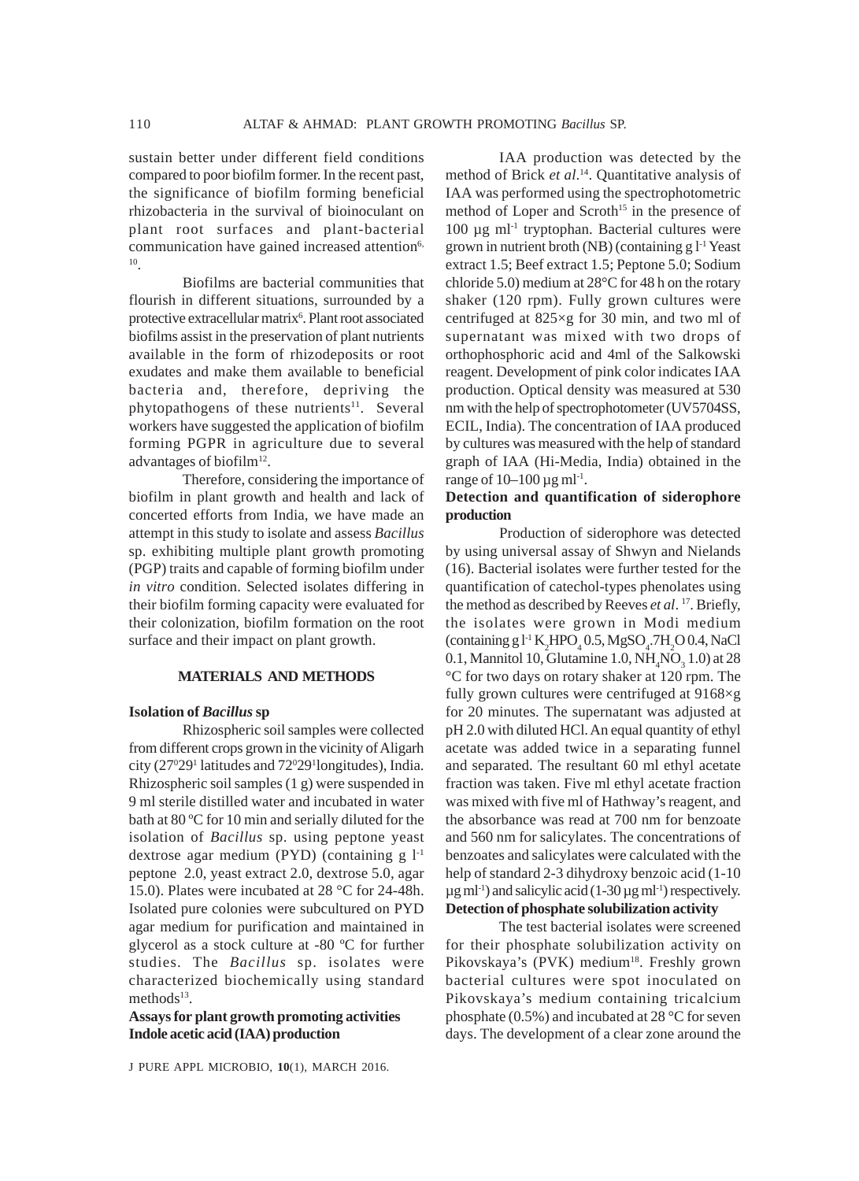sustain better under different field conditions compared to poor biofilm former. In the recent past, the significance of biofilm forming beneficial rhizobacteria in the survival of bioinoculant on plant root surfaces and plant-bacterial communication have gained increased attention[6, 10].

Biofilms are bacterial communities that flourish in different situations, surrounded by a protective extracellular matrix[6]. Plant root associated biofilms assist in the preservation of plant nutrients available in the form of rhizodeposits or root exudates and make them available to beneficial bacteria and, therefore, depriving the phytopathogens of these nutrients[11]. Several workers have suggested the application of biofilm forming PGPR in agriculture due to several advantages of biofilm[12].

Therefore, considering the importance of biofilm in plant growth and health and lack of concerted efforts from India, we have made an attempt in this study to isolate and assess *Bacillus* sp. exhibiting multiple plant growth promoting (PGP) traits and capable of forming biofilm under *in vitro* condition. Selected isolates differing in their biofilm forming capacity were evaluated for their colonization, biofilm formation on the root surface and their impact on plant growth.

## MATERIALS AND METHODS

### Isolation of *Bacillus* sp

Rhizospheric soil samples were collected from different crops grown in the vicinity of Aligarh city ($27^0 29^1$ latitudes and $72^0 29^1$ longitudes), India. Rhizospheric soil samples (1 g) were suspended in 9 ml sterile distilled water and incubated in water bath at 80 ºC for 10 min and serially diluted for the isolation of *Bacillus* sp. using peptone yeast dextrose agar medium (PYD) (containing g $l^{-1}$ peptone 2.0, yeast extract 2.0, dextrose 5.0, agar 15.0). Plates were incubated at 28 °C for 24-48h. Isolated pure colonies were subcultured on PYD agar medium for purification and maintained in glycerol as a stock culture at -80 ºC for further studies. The *Bacillus* sp. isolates were characterized biochemically using standard methods[13].

### Assays for plant growth promoting activities

#### Indole acetic acid (IAA) production

IAA production was detected by the method of Brick *et al*.[14]. Quantitative analysis of IAA was performed using the spectrophotometric method of Loper and Scroth[15] in the presence of 100 µg $ml^{-1}$ tryptophan. Bacterial cultures were grown in nutrient broth (NB) (containing g $l^{-1}$ Yeast extract 1.5; Beef extract 1.5; Peptone 5.0; Sodium chloride 5.0) medium at 28°C for 48 h on the rotary shaker (120 rpm). Fully grown cultures were centrifuged at 825×g for 30 min, and two ml of supernatant was mixed with two drops of orthophosphoric acid and 4ml of the Salkowski reagent. Development of pink color indicates IAA production. Optical density was measured at 530 nm with the help of spectrophotometer (UV5704SS, ECIL, India). The concentration of IAA produced by cultures was measured with the help of standard graph of IAA (Hi-Media, India) obtained in the range of 10–100 µg $ml^{-1}$.

#### Detection and quantification of siderophore production

Production of siderophore was detected by using universal assay of Shwyn and Nielands (16). Bacterial isolates were further tested for the quantification of catechol-types phenolates using the method as described by Reeves *et al*.[17]. Briefly, the isolates were grown in Modi medium (containing g $l^{-1}$ $K_2HPO_4$ 0.5, $MgSO_4.7H_2O$ 0.4, NaCl 0.1, Mannitol 10, Glutamine 1.0, $NH_4NO_3$ 1.0) at 28 °C for two days on rotary shaker at 120 rpm. The fully grown cultures were centrifuged at 9168×g for 20 minutes. The supernatant was adjusted at pH 2.0 with diluted HCl. An equal quantity of ethyl acetate was added twice in a separating funnel and separated. The resultant 60 ml ethyl acetate fraction was taken. Five ml ethyl acetate fraction was mixed with five ml of Hathway's reagent, and the absorbance was read at 700 nm for benzoate and 560 nm for salicylates. The concentrations of benzoates and salicylates were calculated with the help of standard 2-3 dihydroxy benzoic acid (1-10 µg $ml^{-1}$) and salicylic acid (1-30 µg $ml^{-1}$) respectively.

#### Detection of phosphate solubilization activity

The test bacterial isolates were screened for their phosphate solubilization activity on Pikovskaya's (PVK) medium[18]. Freshly grown bacterial cultures were spot inoculated on Pikovskaya's medium containing tricalcium phosphate (0.5%) and incubated at 28 °C for seven days. The development of a clear zone around the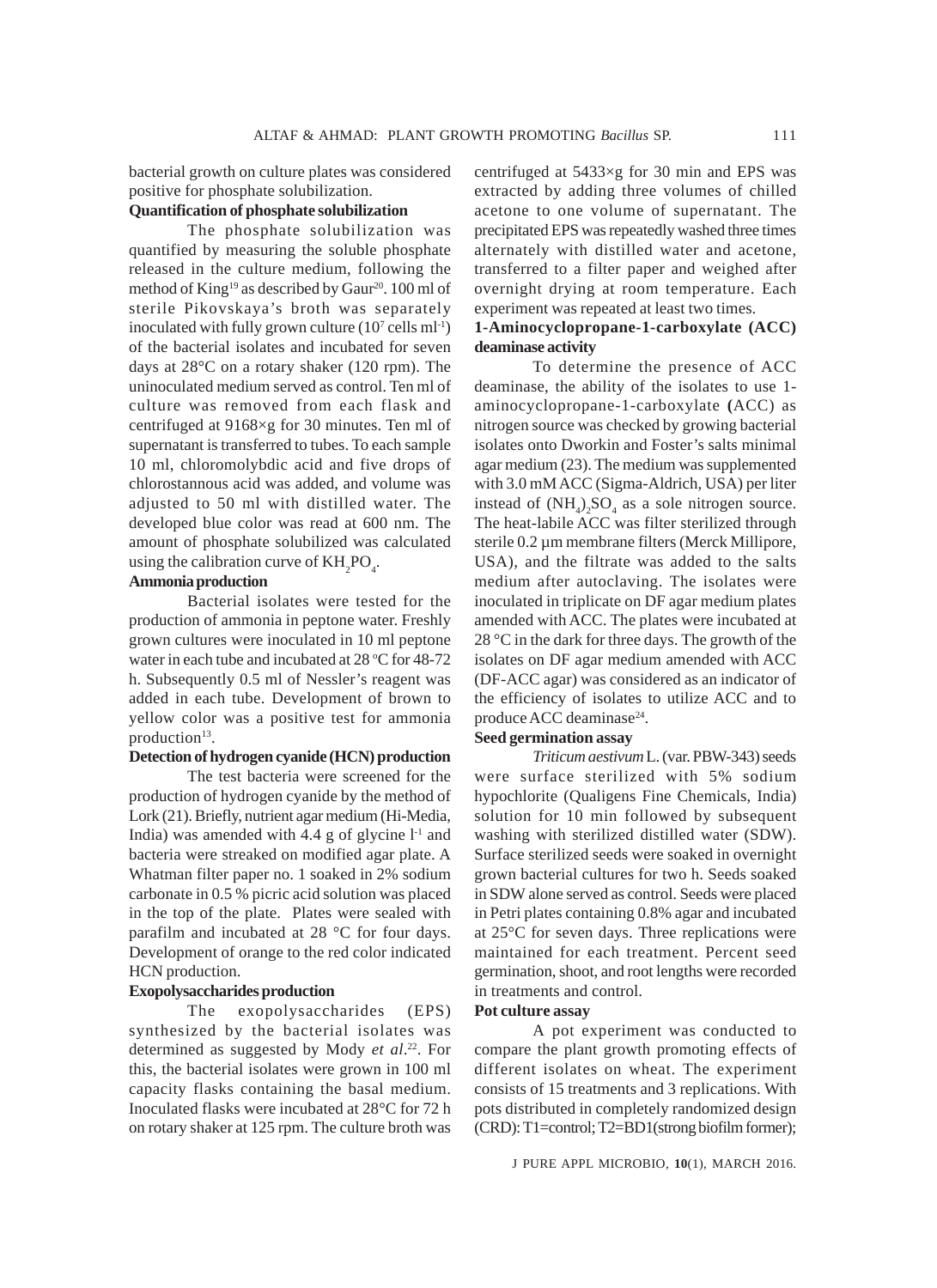bacterial growth on culture plates was considered positive for phosphate solubilization.

**Quantification of phosphate solubilization**

The phosphate solubilization was quantified by measuring the soluble phosphate released in the culture medium, following the method of King[19] as described by Gaur[20]. 100 ml of sterile Pikovskaya's broth was separately inoculated with fully grown culture ($10^7$ cells ml$^{-1}$) of the bacterial isolates and incubated for seven days at 28°C on a rotary shaker (120 rpm). The uninoculated medium served as control. Ten ml of culture was removed from each flask and centrifuged at 9168×g for 30 minutes. Ten ml of supernatant is transferred to tubes. To each sample 10 ml, chloromolybdic acid and five drops of chlorostannous acid was added, and volume was adjusted to 50 ml with distilled water. The developed blue color was read at 600 nm. The amount of phosphate solubilized was calculated using the calibration curve of $KH_2PO_4$.

**Ammonia production**

Bacterial isolates were tested for the production of ammonia in peptone water. Freshly grown cultures were inoculated in 10 ml peptone water in each tube and incubated at 28 °C for 48-72 h. Subsequently 0.5 ml of Nessler's reagent was added in each tube. Development of brown to yellow color was a positive test for ammonia production[13].

**Detection of hydrogen cyanide (HCN) production**

The test bacteria were screened for the production of hydrogen cyanide by the method of Lork (21). Briefly, nutrient agar medium (Hi-Media, India) was amended with 4.4 g of glycine l$^{-1}$ and bacteria were streaked on modified agar plate. A Whatman filter paper no. 1 soaked in 2% sodium carbonate in 0.5 % picric acid solution was placed in the top of the plate. Plates were sealed with parafilm and incubated at 28 °C for four days. Development of orange to the red color indicated HCN production.

**Exopolysaccharides production**

The exopolysaccharides (EPS) synthesized by the bacterial isolates was determined as suggested by Mody *et al*.[22]. For this, the bacterial isolates were grown in 100 ml capacity flasks containing the basal medium. Inoculated flasks were incubated at 28°C for 72 h on rotary shaker at 125 rpm. The culture broth was centrifuged at 5433×g for 30 min and EPS was extracted by adding three volumes of chilled acetone to one volume of supernatant. The precipitated EPS was repeatedly washed three times alternately with distilled water and acetone, transferred to a filter paper and weighed after overnight drying at room temperature. Each experiment was repeated at least two times.

**1-Aminocyclopropane-1-carboxylate (ACC) deaminase activity**

To determine the presence of ACC deaminase, the ability of the isolates to use 1-aminocyclopropane-1-carboxylate (ACC) as nitrogen source was checked by growing bacterial isolates onto Dworkin and Foster's salts minimal agar medium (23). The medium was supplemented with 3.0 mM ACC (Sigma-Aldrich, USA) per liter instead of $(NH_4)_2SO_4$ as a sole nitrogen source. The heat-labile ACC was filter sterilized through sterile 0.2 µm membrane filters (Merck Millipore, USA), and the filtrate was added to the salts medium after autoclaving. The isolates were inoculated in triplicate on DF agar medium plates amended with ACC. The plates were incubated at 28 °C in the dark for three days. The growth of the isolates on DF agar medium amended with ACC (DF-ACC agar) was considered as an indicator of the efficiency of isolates to utilize ACC and to produce ACC deaminase[24].

**Seed germination assay**

*Triticum aestivum* L. (var. PBW-343) seeds were surface sterilized with 5% sodium hypochlorite (Qualigens Fine Chemicals, India) solution for 10 min followed by subsequent washing with sterilized distilled water (SDW). Surface sterilized seeds were soaked in overnight grown bacterial cultures for two h. Seeds soaked in SDW alone served as control. Seeds were placed in Petri plates containing 0.8% agar and incubated at 25°C for seven days. Three replications were maintained for each treatment. Percent seed germination, shoot, and root lengths were recorded in treatments and control.

**Pot culture assay**

A pot experiment was conducted to compare the plant growth promoting effects of different isolates on wheat. The experiment consists of 15 treatments and 3 replications. With pots distributed in completely randomized design (CRD): T1=control; T2=BD1(strong biofilm former);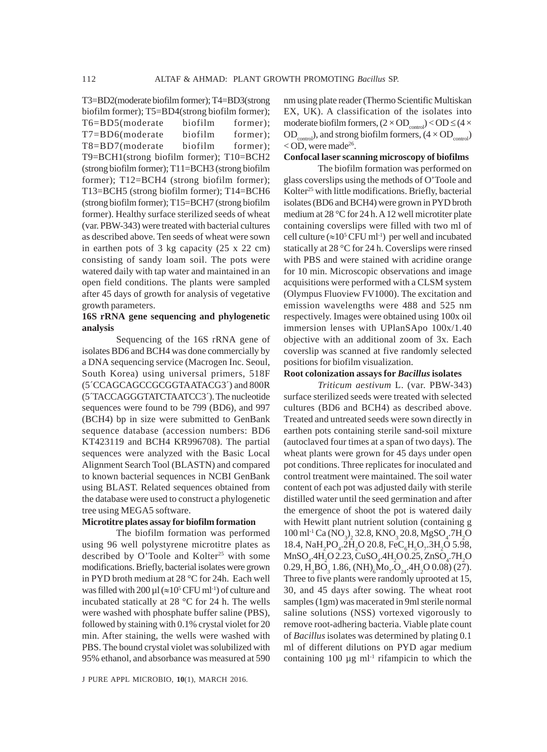T3=BD2(moderate biofilm former); T4=BD3(strong biofilm former); T5=BD4(strong biofilm former); T6=BD5(moderate biofilm former); T7=BD6(moderate biofilm former); T8=BD7(moderate biofilm former); T9=BCH1(strong biofilm former); T10=BCH2 (strong biofilm former); T11=BCH3 (strong biofilm former); T12=BCH4 (strong biofilm former); T13=BCH5 (strong biofilm former); T14=BCH6 (strong biofilm former); T15=BCH7 (strong biofilm former). Healthy surface sterilized seeds of wheat (var. PBW-343) were treated with bacterial cultures as described above. Ten seeds of wheat were sown in earthen pots of 3 kg capacity (25 x 22 cm) consisting of sandy loam soil. The pots were watered daily with tap water and maintained in an open field conditions. The plants were sampled after 45 days of growth for analysis of vegetative growth parameters.

**16S rRNA gene sequencing and phylogenetic analysis**

Sequencing of the 16S rRNA gene of isolates BD6 and BCH4 was done commercially by a DNA sequencing service (Macrogen Inc. Seoul, South Korea) using universal primers, 518F (5´CCAGCAGCCGCGGTAATACG3´) and 800R (5´TACCAGGGTATCTAATCC3´). The nucleotide sequences were found to be 799 (BD6), and 997 (BCH4) bp in size were submitted to GenBank sequence database (accession numbers: BD6 KT423119 and BCH4 KR996708). The partial sequences were analyzed with the Basic Local Alignment Search Tool (BLASTN) and compared to known bacterial sequences in NCBI GenBank using BLAST. Related sequences obtained from the database were used to construct a phylogenetic tree using MEGA5 software.

**Microtitre plates assay for biofilm formation**

The biofilm formation was performed using 96 well polystyrene microtitre plates as described by O'Toole and Kolter[25] with some modifications. Briefly, bacterial isolates were grown in PYD broth medium at 28 °C for 24h. Each well was filled with 200 µl ($\approx 10^5$ CFU ml$^{-1}$) of culture and incubated statically at 28 °C for 24 h. The wells were washed with phosphate buffer saline (PBS), followed by staining with 0.1% crystal violet for 20 min. After staining, the wells were washed with PBS. The bound crystal violet was solubilized with 95% ethanol, and absorbance was measured at 590 nm using plate reader (Thermo Scientific Multiskan EX, UK). A classification of the isolates into moderate biofilm formers, $(2 \times OD_{control}) < OD \leq (4 \times OD_{control})$, and strong biofilm formers, $(4 \times OD_{control}) < OD$, were made[26].

**Confocal laser scanning microscopy of biofilms**

The biofilm formation was performed on glass coverslips using the methods of O'Toole and Kolter[25] with little modifications. Briefly, bacterial isolates (BD6 and BCH4) were grown in PYD broth medium at 28 °C for 24 h. A 12 well microtiter plate containing coverslips were filled with two ml of cell culture ($\approx 10^5$ CFU ml$^{-1}$) per well and incubated statically at 28 °C for 24 h. Coverslips were rinsed with PBS and were stained with acridine orange for 10 min. Microscopic observations and image acquisitions were performed with a CLSM system (Olympus Fluoview FV1000). The excitation and emission wavelengths were 488 and 525 nm respectively. Images were obtained using 100x oil immersion lenses with UPlanSApo 100x/1.40 objective with an additional zoom of 3x. Each coverslip was scanned at five randomly selected positions for biofilm visualization.

**Root colonization assays for *Bacillus* isolates**

*Triticum aestivum* L. (var. PBW-343) surface sterilized seeds were treated with selected cultures (BD6 and BCH4) as described above. Treated and untreated seeds were sown directly in earthen pots containing sterile sand-soil mixture (autoclaved four times at a span of two days). The wheat plants were grown for 45 days under open pot conditions. Three replicates for inoculated and control treatment were maintained. The soil water content of each pot was adjusted daily with sterile distilled water until the seed germination and after the emergence of shoot the pot is watered daily with Hewitt plant nutrient solution (containing g 100 ml$^{-1}$ $Ca(NO_3)_2$ 32.8, $KNO_3$ 20.8, $MgSO_4.7H_2O$ 18.4, $NaH_2PO_4.2H_2O$ 20.8, $FeC_6H_5O_7.3H_2O$ 5.98, $MnSO_4.4H_2O$ 2.23, $CuSO_4.4H_2O$ 0.25, $ZnSO_4.7H_2O$ 0.29, $H_3BO_3$ 1.86, $(NH)_6Mo_7O_{24}.4H_2O$ 0.08) (27). Three to five plants were randomly uprooted at 15, 30, and 45 days after sowing. The wheat root samples (1gm) was macerated in 9ml sterile normal saline solutions (NSS) vortexed vigorously to remove root-adhering bacteria. Viable plate count of *Bacillus* isolates was determined by plating 0.1 ml of different dilutions on PYD agar medium containing 100 µg ml$^{-1}$ rifampicin to which the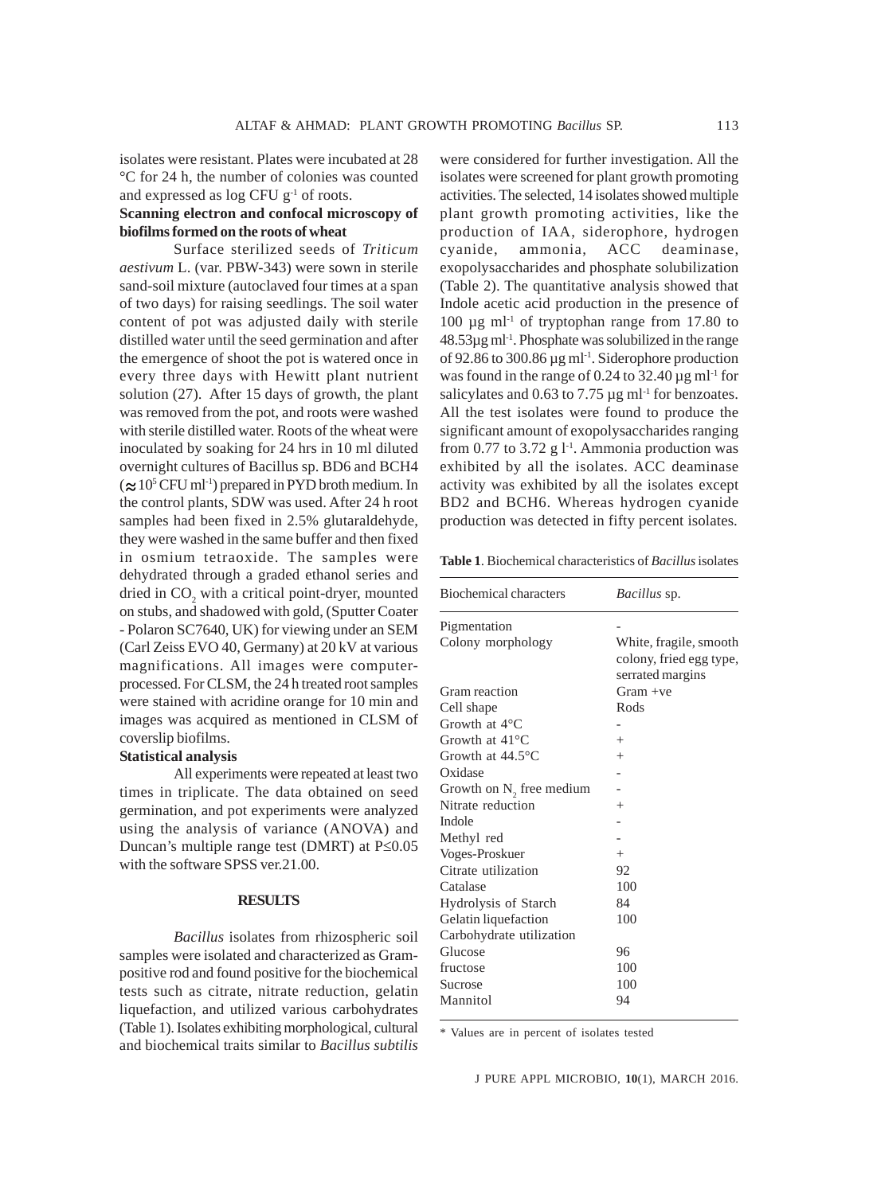isolates were resistant. Plates were incubated at 28 °C for 24 h, the number of colonies was counted and expressed as log CFU $g^{-1}$ of roots.

**Scanning electron and confocal microscopy of biofilms formed on the roots of wheat**

Surface sterilized seeds of *Triticum aestivum* L. (var. PBW-343) were sown in sterile sand-soil mixture (autoclaved four times at a span of two days) for raising seedlings. The soil water content of pot was adjusted daily with sterile distilled water until the seed germination and after the emergence of shoot the pot is watered once in every three days with Hewitt plant nutrient solution (27). After 15 days of growth, the plant was removed from the pot, and roots were washed with sterile distilled water. Roots of the wheat were inoculated by soaking for 24 hrs in 10 ml diluted overnight cultures of Bacillus sp. BD6 and BCH4 ($\approx 10^5$ CFU $ml^{-1}$) prepared in PYD broth medium. In the control plants, SDW was used. After 24 h root samples had been fixed in 2.5% glutaraldehyde, they were washed in the same buffer and then fixed in osmium tetraoxide. The samples were dehydrated through a graded ethanol series and dried in $CO_2$ with a critical point-dryer, mounted on stubs, and shadowed with gold, (Sputter Coater - Polaron SC7640, UK) for viewing under an SEM (Carl Zeiss EVO 40, Germany) at 20 kV at various magnifications. All images were computer-processed. For CLSM, the 24 h treated root samples were stained with acridine orange for 10 min and images was acquired as mentioned in CLSM of coverslip biofilms.

**Statistical analysis**

All experiments were repeated at least two times in triplicate. The data obtained on seed germination, and pot experiments were analyzed using the analysis of variance (ANOVA) and Duncan's multiple range test (DMRT) at $P \leq 0.05$ with the software SPSS ver.21.00.

## RESULTS

*Bacillus* isolates from rhizospheric soil samples were isolated and characterized as Gram-positive rod and found positive for the biochemical tests such as citrate, nitrate reduction, gelatin liquefaction, and utilized various carbohydrates (Table 1). Isolates exhibiting morphological, cultural and biochemical traits similar to *Bacillus subtilis* were considered for further investigation. All the isolates were screened for plant growth promoting activities. The selected, 14 isolates showed multiple plant growth promoting activities, like the production of IAA, siderophore, hydrogen cyanide, ammonia, ACC deaminase, exopolysaccharides and phosphate solubilization (Table 2). The quantitative analysis showed that Indole acetic acid production in the presence of 100 µg $ml^{-1}$ of tryptophan range from 17.80 to 48.53µg $ml^{-1}$. Phosphate was solubilized in the range of 92.86 to 300.86 µg $ml^{-1}$. Siderophore production was found in the range of 0.24 to 32.40 µg $ml^{-1}$ for salicylates and 0.63 to 7.75 µg $ml^{-1}$ for benzoates. All the test isolates were found to produce the significant amount of exopolysaccharides ranging from 0.77 to 3.72 g $l^{-1}$. Ammonia production was exhibited by all the isolates. ACC deaminase activity was exhibited by all the isolates except BD2 and BCH6. Whereas hydrogen cyanide production was detected in fifty percent isolates.

**Table 1**. Biochemical characteristics of *Bacillus* isolates

| Biochemical characters | *Bacillus* sp. |
|---|---|
| Pigmentation | - |
| Colony morphology | White, fragile, smooth colony, fried egg type, serrated margins |
| Gram reaction | Gram +ve |
| Cell shape | Rods |
| Growth at 4°C | - |
| Growth at 41°C | + |
| Growth at 44.5°C | + |
| Oxidase | - |
| Growth on $N_2$ free medium | - |
| Nitrate reduction | + |
| Indole | - |
| Methyl red | - |
| Voges-Proskuer | + |
| Citrate utilization | 92 |
| Catalase | 100 |
| Hydrolysis of Starch | 84 |
| Gelatin liquefaction | 100 |
| Carbohydrate utilization | |
| Glucose | 96 |
| fructose | 100 |
| Sucrose | 100 |
| Mannitol | 94 |

\* Values are in percent of isolates tested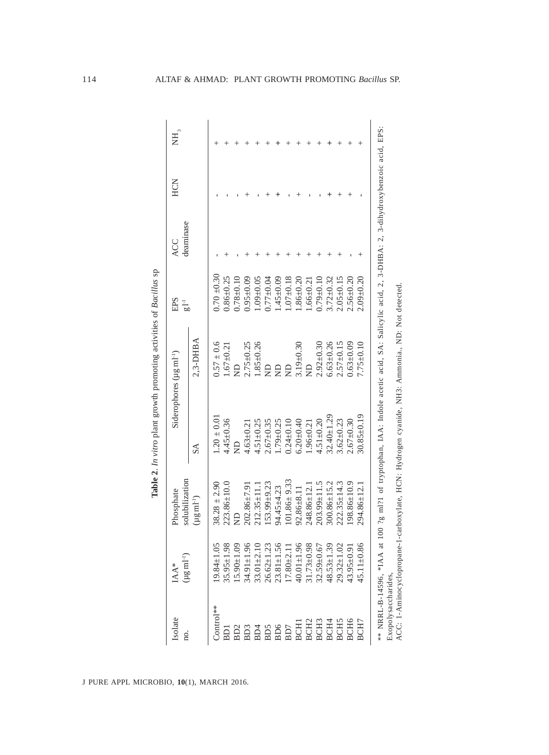**Table 2.** *In vitro* plant growth promoting activities of *Bacillus* sp

| Isolate no. | IAA* (µg ml$^{-1}$) | Phosphate solubilization (µg ml$^{-1}$) | Siderophores (µg ml$^{-1}$) | | EPS g l$^{-1}$ | ACC deaminase | HCN | $NH_3$ |
|---|---|---|---|---|---|---|---|---|
| | | | SA | 2,3-DHBA | | | | |
| Control** | 19.84±1.05 | 38.28 ± 2.90 | 1.20 ± 0.01 | 0.57 ± 0.6 | 0.70 ±0.30 | - | - | + |
| BD1 | 35.95±1.98 | 223.86±10.0 | 4.45±0.36 | 1.67±0.21 | 0.86±0.25 | + | - | + |
| BD2 | 15.90±1.09 | ND | ND | ND | 0.78±0.10 | - | - | + |
| BD3 | 34.91±1.96 | 202.86±7.91 | 4.63±0.21 | 2.75±0.25 | 0.95±0.09 | + | + | + |
| BD4 | 33.01±2.10 | 212.35±11.1 | 4.51±0.25 | 1.85±0.26 | 1.09±0.05 | + | - | + |
| BD5 | 26.62±1.23 | 153.99±9.23 | 2.67±0.35 | ND | 0.77±0.04 | + | + | + |
| BD6 | 23.81±1.56 | 94.45±4.23 | 1.79±0.25 | ND | 1.45±0.09 | + | + | + |
| BD7 | 17.80±2.11 | 101.86± 9.33 | 0.24±0.10 | ND | 1.07±0.18 | + | - | + |
| BCH1 | 40.01±1.96 | 92.86±8.11 | 6.20±0.40 | 3.19±0.30 | 1.86±0.20 | + | + | + |
| BCH2 | 31.73±0.98 | 248.86±12.1 | 1.96±0.21 | ND | 1.66±0.21 | + | - | + |
| BCH3 | 32.59±0.67 | 203.99±11.5 | 4.51±0.20 | 2.92±0.30 | 0.79±0.10 | + | - | + |
| BCH4 | 48.53±1.39 | 300.86±15.2 | 32.40±1.29 | 6.63±0.26 | 3.72±0.32 | + | + | + |
| BCH5 | 29.32±1.02 | 222.35±14.3 | 3.62±0.23 | 2.57±0.15 | 2.05±0.15 | + | + | + |
| BCH6 | 43.95±0.91 | 198.86±10.9 | 2.67±0.30 | 0.63±0.09 | 2.56±0.20 | - | + | + |
| BCH7 | 45.11±0.86 | 294.86±12.1 | 30.85±0.19 | 7.75±0.10 | 2.09±0.20 | + | - | + |

** NRRL-B-14596, *IAA at 100 ?g ml?1 of tryptophan, IAA: Indole acetic acid, SA: Salicylic acid, 2, 3-DHBA: 2, 3-dihydroxybenzoic acid, EPS: Exopolysaccharides,
ACC: 1-Aminocyclopropane-1-carboxylate, HCN: Hydrogen cyanide, NH3: Ammonia, ND: Not detected.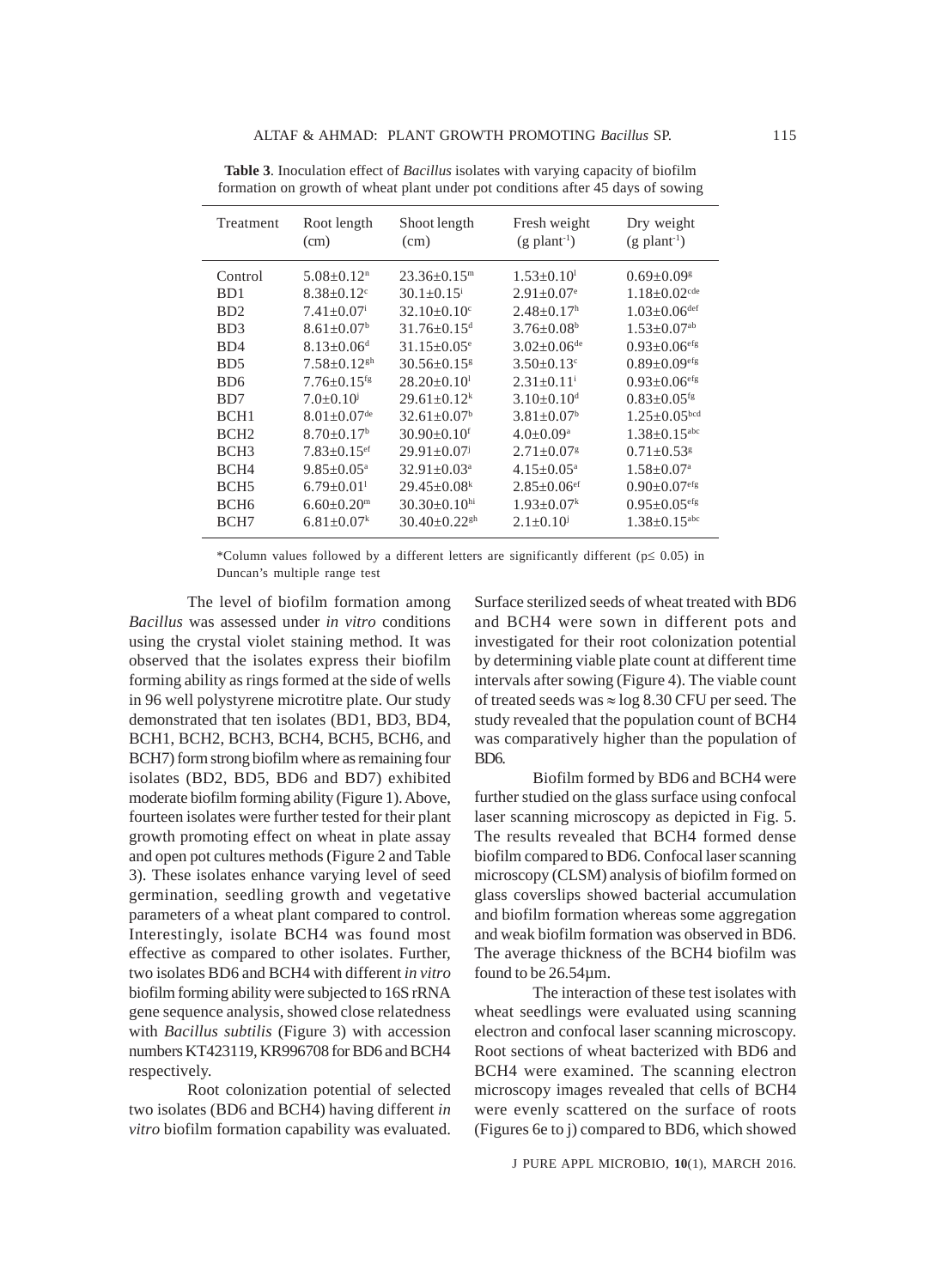**Table 3**. Inoculation effect of *Bacillus* isolates with varying capacity of biofilm formation on growth of wheat plant under pot conditions after 45 days of sowing

| Treatment | Root length (cm) | Shoot length (cm) | Fresh weight (g plant$^{-1}$) | Dry weight (g plant$^{-1}$) |
|---|---|---|---|---|
| Control | $5.08\pm0.12^{n}$ | $23.36\pm0.15^{m}$ | $1.53\pm0.10^{l}$ | $0.69\pm0.09^{g}$ |
| BD1 | $8.38\pm0.12^{c}$ | $30.1\pm0.15^{i}$ | $2.91\pm0.07^{e}$ | $1.18\pm0.02^{cde}$ |
| BD2 | $7.41\pm0.07^{i}$ | $32.10\pm0.10^{c}$ | $2.48\pm0.17^{h}$ | $1.03\pm0.06^{def}$ |
| BD3 | $8.61\pm0.07^{b}$ | $31.76\pm0.15^{d}$ | $3.76\pm0.08^{b}$ | $1.53\pm0.07^{ab}$ |
| BD4 | $8.13\pm0.06^{d}$ | $31.15\pm0.05^{e}$ | $3.02\pm0.06^{de}$ | $0.93\pm0.06^{efg}$ |
| BD5 | $7.58\pm0.12^{gh}$ | $30.56\pm0.15^{g}$ | $3.50\pm0.13^{c}$ | $0.89\pm0.09^{efg}$ |
| BD6 | $7.76\pm0.15^{fg}$ | $28.20\pm0.10^{l}$ | $2.31\pm0.11^{i}$ | $0.93\pm0.06^{efg}$ |
| BD7 | $7.0\pm0.10^{j}$ | $29.61\pm0.12^{k}$ | $3.10\pm0.10^{d}$ | $0.83\pm0.05^{fg}$ |
| BCH1 | $8.01\pm0.07^{de}$ | $32.61\pm0.07^{b}$ | $3.81\pm0.07^{b}$ | $1.25\pm0.05^{bcd}$ |
| BCH2 | $8.70\pm0.17^{b}$ | $30.90\pm0.10^{f}$ | $4.0\pm0.09^{a}$ | $1.38\pm0.15^{abc}$ |
| BCH3 | $7.83\pm0.15^{ef}$ | $29.91\pm0.07^{j}$ | $2.71\pm0.07^{g}$ | $0.71\pm0.53^{g}$ |
| BCH4 | $9.85\pm0.05^{a}$ | $32.91\pm0.03^{a}$ | $4.15\pm0.05^{a}$ | $1.58\pm0.07^{a}$ |
| BCH5 | $6.79\pm0.01^{l}$ | $29.45\pm0.08^{k}$ | $2.85\pm0.06^{ef}$ | $0.90\pm0.07^{efg}$ |
| BCH6 | $6.60\pm0.20^{m}$ | $30.30\pm0.10^{hi}$ | $1.93\pm0.07^{k}$ | $0.95\pm0.05^{efg}$ |
| BCH7 | $6.81\pm0.07^{k}$ | $30.40\pm0.22^{gh}$ | $2.1\pm0.10^{j}$ | $1.38\pm0.15^{abc}$ |

*Column values followed by a different letters are significantly different ($p\leq 0.05$) in Duncan's multiple range test

The level of biofilm formation among *Bacillus* was assessed under *in vitro* conditions using the crystal violet staining method. It was observed that the isolates express their biofilm forming ability as rings formed at the side of wells in 96 well polystyrene microtitre plate. Our study demonstrated that ten isolates (BD1, BD3, BD4, BCH1, BCH2, BCH3, BCH4, BCH5, BCH6, and BCH7) form strong biofilm where as remaining four isolates (BD2, BD5, BD6 and BD7) exhibited moderate biofilm forming ability (Figure 1). Above, fourteen isolates were further tested for their plant growth promoting effect on wheat in plate assay and open pot cultures methods (Figure 2 and Table 3). These isolates enhance varying level of seed germination, seedling growth and vegetative parameters of a wheat plant compared to control. Interestingly, isolate BCH4 was found most effective as compared to other isolates. Further, two isolates BD6 and BCH4 with different *in vitro* biofilm forming ability were subjected to 16S rRNA gene sequence analysis, showed close relatedness with *Bacillus subtilis* (Figure 3) with accession numbers KT423119, KR996708 for BD6 and BCH4 respectively.

Root colonization potential of selected two isolates (BD6 and BCH4) having different *in vitro* biofilm formation capability was evaluated. Surface sterilized seeds of wheat treated with BD6 and BCH4 were sown in different pots and investigated for their root colonization potential by determining viable plate count at different time intervals after sowing (Figure 4). The viable count of treated seeds was ≈ log 8.30 CFU per seed. The study revealed that the population count of BCH4 was comparatively higher than the population of BD6.

Biofilm formed by BD6 and BCH4 were further studied on the glass surface using confocal laser scanning microscopy as depicted in Fig. 5. The results revealed that BCH4 formed dense biofilm compared to BD6. Confocal laser scanning microscopy (CLSM) analysis of biofilm formed on glass coverslips showed bacterial accumulation and biofilm formation whereas some aggregation and weak biofilm formation was observed in BD6. The average thickness of the BCH4 biofilm was found to be 26.54µm.

The interaction of these test isolates with wheat seedlings were evaluated using scanning electron and confocal laser scanning microscopy. Root sections of wheat bacterized with BD6 and BCH4 were examined. The scanning electron microscopy images revealed that cells of BCH4 were evenly scattered on the surface of roots (Figures 6e to j) compared to BD6, which showed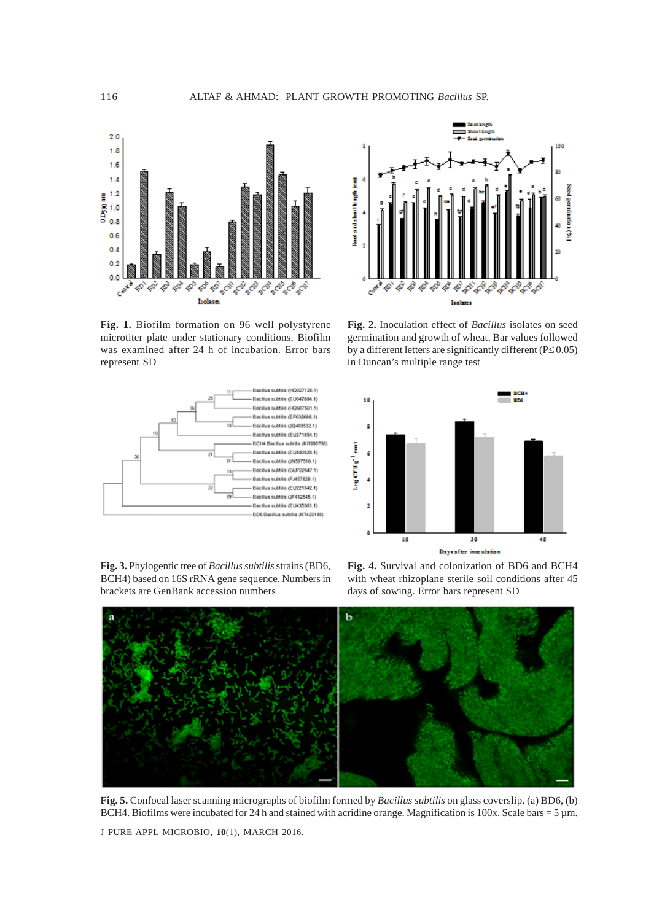**Fig. 1.** Biofilm formation on 96 well polystyrene microtiter plate under stationary conditions. Biofilm was examined after 24 h of incubation. Error bars represent SD

**Fig. 2.** Inoculation effect of *Bacillus* isolates on seed germination and growth of wheat. Bar values followed by a different letters are significantly different (P≤ 0.05) in Duncan's multiple range test

**Fig. 3.** Phylogentic tree of *Bacillus subtilis* strains (BD6, BCH4) based on 16S rRNA gene sequence. Numbers in brackets are GenBank accession numbers

**Fig. 4.** Survival and colonization of BD6 and BCH4 with wheat rhizoplane sterile soil conditions after 45 days of sowing. Error bars represent SD

**Fig. 5.** Confocal laser scanning micrographs of biofilm formed by *Bacillus subtilis* on glass coverslip. (a) BD6, (b) BCH4. Biofilms were incubated for 24 h and stained with acridine orange. Magnification is 100x. Scale bars = 5 µm.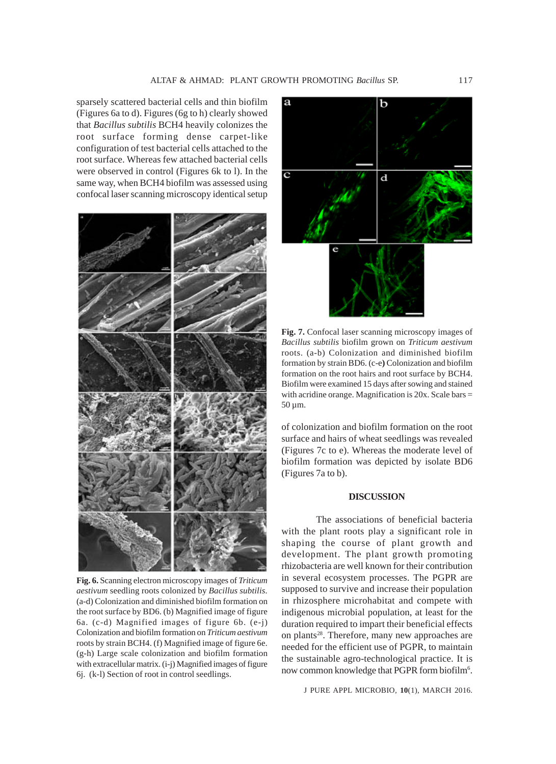sparsely scattered bacterial cells and thin biofilm (Figures 6a to d). Figures (6g to h) clearly showed that *Bacillus subtilis* BCH4 heavily colonizes the root surface forming dense carpet-like configuration of test bacterial cells attached to the root surface. Whereas few attached bacterial cells were observed in control (Figures 6k to l). In the same way, when BCH4 biofilm was assessed using confocal laser scanning microscopy identical setup of colonization and biofilm formation on the root surface and hairs of wheat seedlings was revealed (Figures 7c to e). Whereas the moderate level of biofilm formation was depicted by isolate BD6 (Figures 7a to b).

**Fig. 6.** Scanning electron microscopy images of *Triticum aestivum* seedling roots colonized by *Bacillus subtilis*. (a-d) Colonization and diminished biofilm formation on the root surface by BD6. (b) Magnified image of figure 6a. (c-d) Magnified images of figure 6b. (e-j) Colonization and biofilm formation on *Triticum aestivum* roots by strain BCH4. (f) Magnified image of figure 6e. (g-h) Large scale colonization and biofilm formation with extracellular matrix. (i-j) Magnified images of figure 6j. (k-l) Section of root in control seedlings.

**Fig. 7.** Confocal laser scanning microscopy images of *Bacillus subtilis* biofilm grown on *Triticum aestivum* roots. (a-b) Colonization and diminished biofilm formation by strain BD6. (c-e) Colonization and biofilm formation on the root hairs and root surface by BCH4. Biofilm were examined 15 days after sowing and stained with acridine orange. Magnification is 20x. Scale bars = 50 µm.

## DISCUSSION

The associations of beneficial bacteria with the plant roots play a significant role in shaping the course of plant growth and development. The plant growth promoting rhizobacteria are well known for their contribution in several ecosystem processes. The PGPR are supposed to survive and increase their population in rhizosphere microhabitat and compete with indigenous microbial population, at least for the duration required to impart their beneficial effects on plants[28]. Therefore, many new approaches are needed for the efficient use of PGPR, to maintain the sustainable agro-technological practice. It is now common knowledge that PGPR form biofilm[6].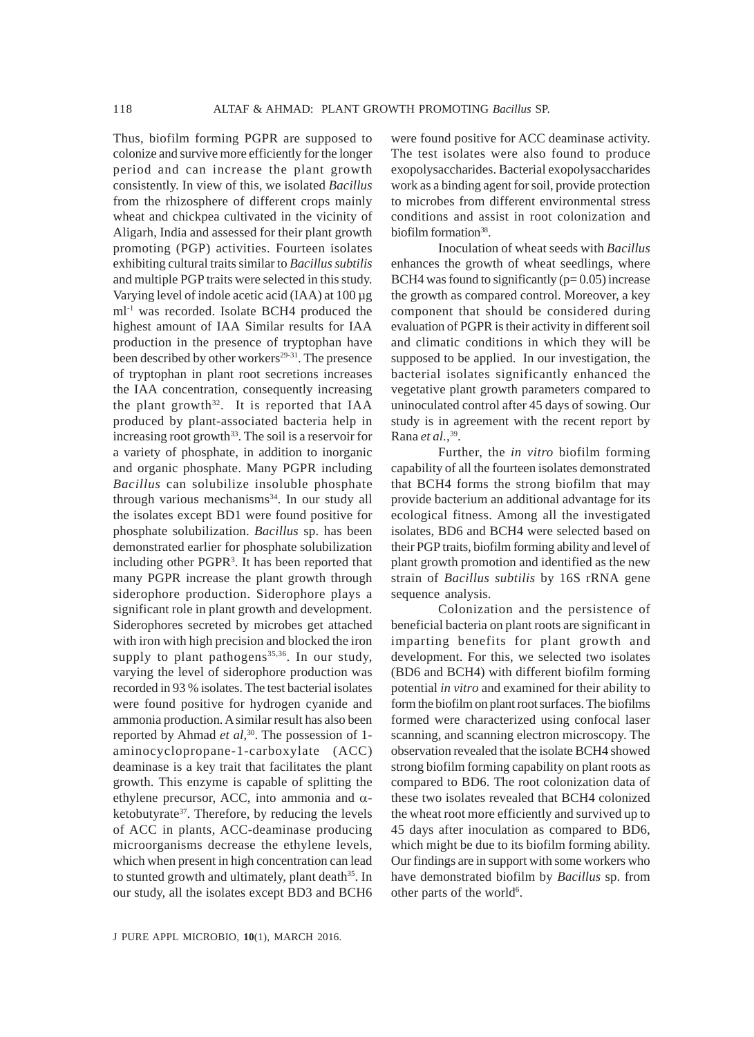Thus, biofilm forming PGPR are supposed to colonize and survive more efficiently for the longer period and can increase the plant growth consistently. In view of this, we isolated *Bacillus* from the rhizosphere of different crops mainly wheat and chickpea cultivated in the vicinity of Aligarh, India and assessed for their plant growth promoting (PGP) activities. Fourteen isolates exhibiting cultural traits similar to *Bacillus subtilis* and multiple PGP traits were selected in this study. Varying level of indole acetic acid (IAA) at 100 µg ml$^{-1}$ was recorded. Isolate BCH4 produced the highest amount of IAA Similar results for IAA production in the presence of tryptophan have been described by other workers[29-31]. The presence of tryptophan in plant root secretions increases the IAA concentration, consequently increasing the plant growth[32]. It is reported that IAA produced by plant-associated bacteria help in increasing root growth[33]. The soil is a reservoir for a variety of phosphate, in addition to inorganic and organic phosphate. Many PGPR including *Bacillus* can solubilize insoluble phosphate through various mechanisms[34]. In our study all the isolates except BD1 were found positive for phosphate solubilization. *Bacillus* sp. has been demonstrated earlier for phosphate solubilization including other PGPR[3]. It has been reported that many PGPR increase the plant growth through siderophore production. Siderophore plays a significant role in plant growth and development. Siderophores secreted by microbes get attached with iron with high precision and blocked the iron supply to plant pathogens[35,36]. In our study, varying the level of siderophore production was recorded in 93 % isolates. The test bacterial isolates were found positive for hydrogen cyanide and ammonia production. A similar result has also been reported by Ahmad *et al*,[30]. The possession of 1-aminocyclopropane-1-carboxylate (ACC) deaminase is a key trait that facilitates the plant growth. This enzyme is capable of splitting the ethylene precursor, ACC, into ammonia and $\alpha$-ketobutyrate[37]. Therefore, by reducing the levels of ACC in plants, ACC-deaminase producing microorganisms decrease the ethylene levels, which when present in high concentration can lead to stunted growth and ultimately, plant death[35]. In our study, all the isolates except BD3 and BCH6 were found positive for ACC deaminase activity. The test isolates were also found to produce exopolysaccharides. Bacterial exopolysaccharides work as a binding agent for soil, provide protection to microbes from different environmental stress conditions and assist in root colonization and biofilm formation[38].

Inoculation of wheat seeds with *Bacillus* enhances the growth of wheat seedlings, where BCH4 was found to significantly ($p = 0.05$) increase the growth as compared control. Moreover, a key component that should be considered during evaluation of PGPR is their activity in different soil and climatic conditions in which they will be supposed to be applied. In our investigation, the bacterial isolates significantly enhanced the vegetative plant growth parameters compared to uninoculated control after 45 days of sowing. Our study is in agreement with the recent report by Rana *et al.*,[39].

Further, the *in vitro* biofilm forming capability of all the fourteen isolates demonstrated that BCH4 forms the strong biofilm that may provide bacterium an additional advantage for its ecological fitness. Among all the investigated isolates, BD6 and BCH4 were selected based on their PGP traits, biofilm forming ability and level of plant growth promotion and identified as the new strain of *Bacillus subtilis* by 16S rRNA gene sequence analysis.

Colonization and the persistence of beneficial bacteria on plant roots are significant in imparting benefits for plant growth and development. For this, we selected two isolates (BD6 and BCH4) with different biofilm forming potential *in vitro* and examined for their ability to form the biofilm on plant root surfaces. The biofilms formed were characterized using confocal laser scanning, and scanning electron microscopy. The observation revealed that the isolate BCH4 showed strong biofilm forming capability on plant roots as compared to BD6. The root colonization data of these two isolates revealed that BCH4 colonized the wheat root more efficiently and survived up to 45 days after inoculation as compared to BD6, which might be due to its biofilm forming ability. Our findings are in support with some workers who have demonstrated biofilm by *Bacillus* sp. from other parts of the world[6].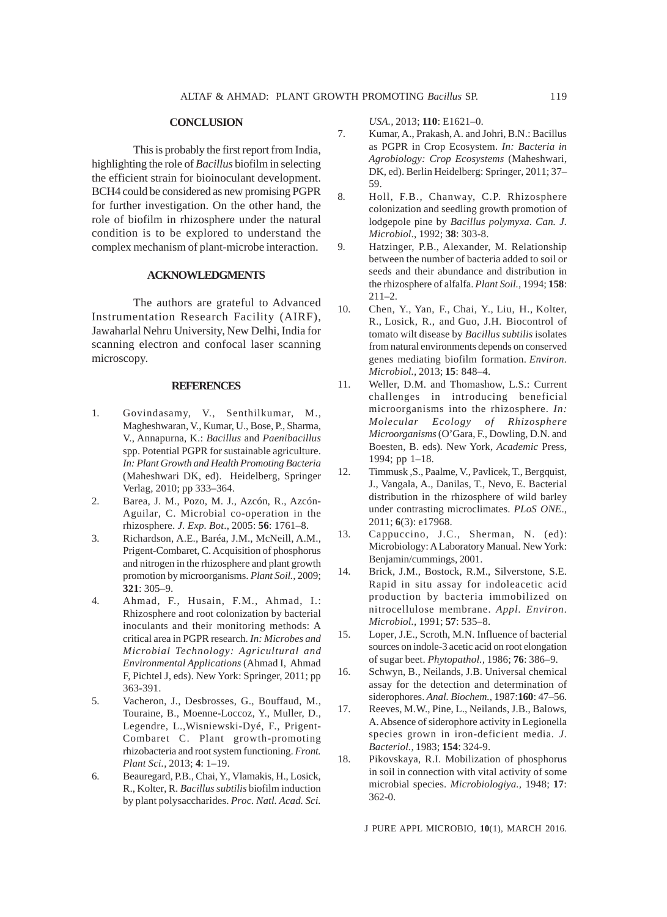## CONCLUSION

This is probably the first report from India, highlighting the role of *Bacillus* biofilm in selecting the efficient strain for bioinoculant development. BCH4 could be considered as new promising PGPR for further investigation. On the other hand, the role of biofilm in rhizosphere under the natural condition is to be explored to understand the complex mechanism of plant-microbe interaction.

## ACKNOWLEDGMENTS

The authors are grateful to Advanced Instrumentation Research Facility (AIRF), Jawaharlal Nehru University, New Delhi, India for scanning electron and confocal laser scanning microscopy.

## REFERENCES

1. Govindasamy, V., Senthilkumar, M., Magheshwaran, V., Kumar, U., Bose, P., Sharma, V., Annapurna, K.: *Bacillus* and *Paenibacillus* spp. Potential PGPR for sustainable agriculture. *In: Plant Growth and Health Promoting Bacteria* (Maheshwari DK, ed). Heidelberg, Springer Verlag, 2010; pp 333–364.
2. Barea, J. M., Pozo, M. J., Azcón, R., Azcón-Aguilar, C. Microbial co-operation in the rhizosphere. *J. Exp. Bot*., 2005: **56**: 1761–8.
3. Richardson, A.E., Baréa, J.M., McNeill, A.M., Prigent-Combaret, C. Acquisition of phosphorus and nitrogen in the rhizosphere and plant growth promotion by microorganisms. *Plant Soil.*, 2009; **321**: 305–9.
4. Ahmad, F., Husain, F.M., Ahmad, I.: Rhizosphere and root colonization by bacterial inoculants and their monitoring methods: A critical area in PGPR research. *In: Microbes and Microbial Technology: Agricultural and Environmental Applications* (Ahmad I, Ahmad F, Pichtel J, eds). New York: Springer, 2011; pp 363-391.
5. Vacheron, J., Desbrosses, G., Bouffaud, M., Touraine, B., Moenne-Loccoz, Y., Muller, D., Legendre, L.,Wisniewski-Dyé, F., Prigent-Combaret C. Plant growth-promoting rhizobacteria and root system functioning. *Front. Plant Sci.*, 2013; **4**: 1–19.
6. Beauregard, P.B., Chai, Y., Vlamakis, H., Losick, R., Kolter, R. *Bacillus subtilis* biofilm induction by plant polysaccharides. *Proc. Natl. Acad. Sci. USA.*, 2013; **110**: E1621–0.
7. Kumar, A., Prakash, A. and Johri, B.N.: Bacillus as PGPR in Crop Ecosystem. *In: Bacteria in Agrobiology: Crop Ecosystems* (Maheshwari, DK, ed). Berlin Heidelberg: Springer, 2011; 37–59.
8. Holl, F.B., Chanway, C.P. Rhizosphere colonization and seedling growth promotion of lodgepole pine by *Bacillus polymyxa*. *Can. J. Microbiol*., 1992; **38**: 303-8.
9. Hatzinger, P.B., Alexander, M. Relationship between the number of bacteria added to soil or seeds and their abundance and distribution in the rhizosphere of alfalfa. *Plant Soil.*, 1994; **158**: 211–2.
10. Chen, Y., Yan, F., Chai, Y., Liu, H., Kolter, R., Losick, R., and Guo, J.H. Biocontrol of tomato wilt disease by *Bacillus subtilis* isolates from natural environments depends on conserved genes mediating biofilm formation. *Environ. Microbiol.*, 2013; **15**: 848–4.
11. Weller, D.M. and Thomashow, L.S.: Current challenges in introducing beneficial microorganisms into the rhizosphere. *In: Molecular Ecology of Rhizosphere Microorganisms* (O'Gara, F., Dowling, D.N. and Boesten, B. eds). New York, *Academic* Press, 1994; pp 1–18.
12. Timmusk ,S., Paalme, V., Pavlicek, T., Bergquist, J., Vangala, A., Danilas, T., Nevo, E. Bacterial distribution in the rhizosphere of wild barley under contrasting microclimates. *PLoS ONE*., 2011; **6**(3): e17968.
13. Cappuccino, J.C., Sherman, N. (ed): Microbiology: A Laboratory Manual. New York: Benjamin/cummings, 2001.
14. Brick, J.M., Bostock, R.M., Silverstone, S.E. Rapid in situ assay for indoleacetic acid production by bacteria immobilized on nitrocellulose membrane. *Appl. Environ. Microbiol.*, 1991; **57**: 535–8.
15. Loper, J.E., Scroth, M.N. Influence of bacterial sources on indole-3 acetic acid on root elongation of sugar beet. *Phytopathol.*, 1986; **76**: 386–9.
16. Schwyn, B., Neilands, J.B. Universal chemical assay for the detection and determination of siderophores. *Anal. Biochem.*, 1987:**160**: 47–56.
17. Reeves, M.W., Pine, L., Neilands, J.B., Balows, A. Absence of siderophore activity in Legionella species grown in iron-deficient media. *J. Bacteriol.*, 1983; **154**: 324-9.
18. Pikovskaya, R.I. Mobilization of phosphorus in soil in connection with vital activity of some microbial species. *Microbiologiya.*, 1948; **17**: 362-0.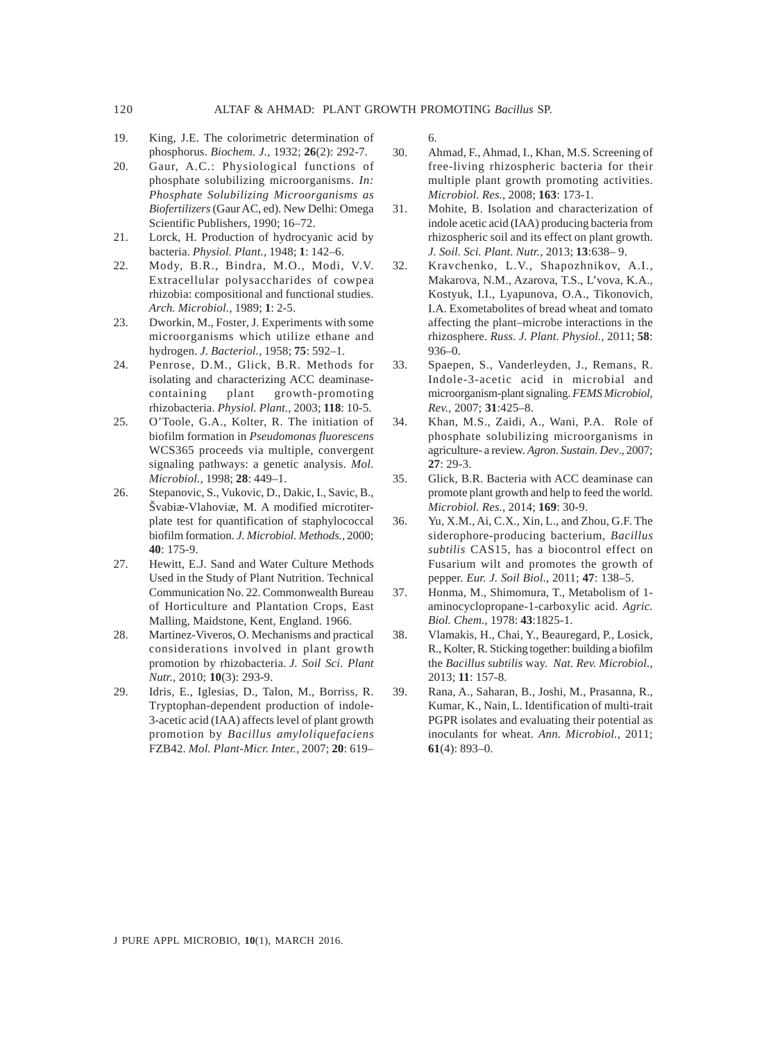19. King, J.E. The colorimetric determination of phosphorus. *Biochem. J.,* 1932; **26**(2): 292-7.
20. Gaur, A.C.: Physiological functions of phosphate solubilizing microorganisms. *In: Phosphate Solubilizing Microorganisms as Biofertilizers* (Gaur AC, ed). New Delhi: Omega Scientific Publishers, 1990; 16–72.
21. Lorck, H. Production of hydrocyanic acid by bacteria. *Physiol. Plant.,* 1948; **1**: 142–6.
22. Mody, B.R., Bindra, M.O., Modi, V.V. Extracellular polysaccharides of cowpea rhizobia: compositional and functional studies. *Arch. Microbiol.,* 1989; **1**: 2-5.
23. Dworkin, M., Foster, J. Experiments with some microorganisms which utilize ethane and hydrogen. *J. Bacteriol.,* 1958; **75**: 592–1.
24. Penrose, D.M., Glick, B.R. Methods for isolating and characterizing ACC deaminase-containing plant growth-promoting rhizobacteria. *Physiol. Plant.,* 2003; **118**: 10-5.
25. O'Toole, G.A., Kolter, R. The initiation of biofilm formation in *Pseudomonas fluorescens* WCS365 proceeds via multiple, convergent signaling pathways: a genetic analysis. *Mol. Microbiol.,* 1998; **28**: 449–1.
26. Stepanovic, S., Vukovic, D., Dakic, I., Savic, B., Švabiæ-Vlahoviæ, M. A modified microtiter-plate test for quantification of staphylococcal biofilm formation. *J. Microbiol. Methods.,* 2000; **40**: 175-9.
27. Hewitt, E.J. Sand and Water Culture Methods Used in the Study of Plant Nutrition. Technical Communication No. 22. Commonwealth Bureau of Horticulture and Plantation Crops, East Malling, Maidstone, Kent, England. 1966.
28. Martinez-Viveros, O. Mechanisms and practical considerations involved in plant growth promotion by rhizobacteria. *J. Soil Sci. Plant Nutr.,* 2010; **10**(3): 293-9.
29. Idris, E., Iglesias, D., Talon, M., Borriss, R. Tryptophan-dependent production of indole-3-acetic acid (IAA) affects level of plant growth promotion by *Bacillus amyloliquefaciens* FZB42. *Mol. Plant-Micr. Inter.,* 2007; **20**: 619–6.
30. Ahmad, F., Ahmad, I., Khan, M.S. Screening of free-living rhizospheric bacteria for their multiple plant growth promoting activities. *Microbiol. Res.,* 2008; **163**: 173-1.
31. Mohite, B. Isolation and characterization of indole acetic acid (IAA) producing bacteria from rhizospheric soil and its effect on plant growth. *J. Soil. Sci. Plant. Nutr.,* 2013; **13**:638– 9.
32. Kravchenko, L.V., Shapozhnikov, A.I., Makarova, N.M., Azarova, T.S., L'vova, K.A., Kostyuk, I.I., Lyapunova, O.A., Tikonovich, I.A. Exometabolites of bread wheat and tomato affecting the plant–microbe interactions in the rhizosphere. *Russ. J. Plant. Physiol.,* 2011; **58**: 936–0.
33. Spaepen, S., Vanderleyden, J., Remans, R. Indole-3-acetic acid in microbial and microorganism-plant signaling. *FEMS Microbiol, Rev.,* 2007; **31**:425–8.
34. Khan, M.S., Zaidi, A., Wani, P.A. Role of phosphate solubilizing microorganisms in agriculture- a review. *Agron. Sustain. Dev*., 2007; **27**: 29-3.
35. Glick, B.R. Bacteria with ACC deaminase can promote plant growth and help to feed the world. *Microbiol. Res.,* 2014; **169**: 30-9.
36. Yu, X.M., Ai, C.X., Xin, L., and Zhou, G.F. The siderophore-producing bacterium, *Bacillus subtilis* CAS15, has a biocontrol effect on Fusarium wilt and promotes the growth of pepper. *Eur. J. Soil Biol.,* 2011; **47**: 138–5.
37. Honma, M., Shimomura, T., Metabolism of 1-aminocyclopropane-1-carboxylic acid. *Agric. Biol. Chem.,* 1978: **43**:1825-1.
38. Vlamakis, H., Chai, Y., Beauregard, P., Losick, R., Kolter, R. Sticking together: building a biofilm the *Bacillus subtilis* way. *Nat. Rev. Microbiol.,* 2013; **11**: 157-8.
39. Rana, A., Saharan, B., Joshi, M., Prasanna, R., Kumar, K., Nain, L. Identification of multi-trait PGPR isolates and evaluating their potential as inoculants for wheat. *Ann. Microbiol.,* 2011; **61**(4): 893–0.